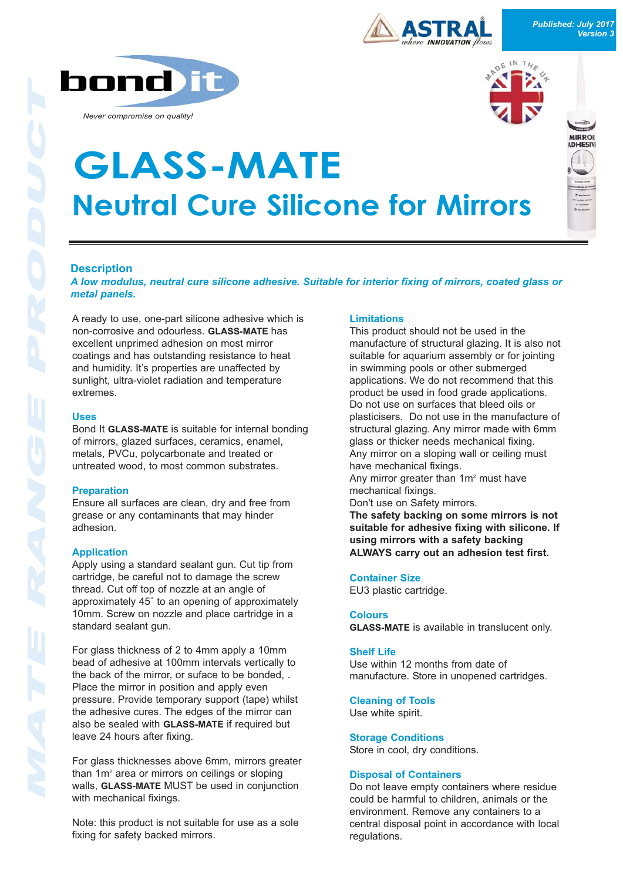Published: July 2017
Version 3

bond it

Never compromise on quality!

# GLASS-MATE

## Neutral Cure Silicone for Mirrors

### Description

***A low modulus, neutral cure silicone adhesive. Suitable for interior fixing of mirrors, coated glass or metal panels.***

A ready to use, one-part silicone adhesive which is non-corrosive and odourless. **GLASS-MATE** has excellent unprimed adhesion on most mirror coatings and has outstanding resistance to heat and humidity. It's properties are unaffected by sunlight, ultra-violet radiation and temperature extremes.

### Uses

Bond It **GLASS-MATE** is suitable for internal bonding of mirrors, glazed surfaces, ceramics, enamel, metals, PVCu, polycarbonate and treated or untreated wood, to most common substrates.

### Preparation

Ensure all surfaces are clean, dry and free from grease or any contaminants that may hinder adhesion.

### Application

Apply using a standard sealant gun. Cut tip from cartridge, be careful not to damage the screw thread. Cut off top of nozzle at an angle of approximately 45˚ to an opening of approximately 10mm. Screw on nozzle and place cartridge in a standard sealant gun.

For glass thickness of 2 to 4mm apply a 10mm bead of adhesive at 100mm intervals vertically to the back of the mirror, or suface to be bonded, . Place the mirror in position and apply even pressure. Provide temporary support (tape) whilst the adhesive cures. The edges of the mirror can also be sealed with **GLASS-MATE** if required but leave 24 hours after fixing.

For glass thicknesses above 6mm, mirrors greater than 1m² area or mirrors on ceilings or sloping walls, **GLASS-MATE** MUST be used in conjunction with mechanical fixings.

Note: this product is not suitable for use as a sole fixing for safety backed mirrors.

### Limitations

This product should not be used in the manufacture of structural glazing. It is also not suitable for aquarium assembly or for jointing in swimming pools or other submerged applications. We do not recommend that this product be used in food grade applications. Do not use on surfaces that bleed oils or plasticisers. Do not use in the manufacture of structural glazing. Any mirror made with 6mm glass or thicker needs mechanical fixing.
Any mirror on a sloping wall or ceiling must have mechanical fixings.
Any mirror greater than 1m² must have mechanical fixings.
Don't use on Safety mirrors.
**The safety backing on some mirrors is not suitable for adhesive fixing with silicone. If using mirrors with a safety backing ALWAYS carry out an adhesion test first.**

### Container Size

EU3 plastic cartridge.

### Colours

**GLASS-MATE** is available in translucent only.

### Shelf Life

Use within 12 months from date of manufacture. Store in unopened cartridges.

### Cleaning of Tools

Use white spirit.

### Storage Conditions

Store in cool, dry conditions.

### Disposal of Containers

Do not leave empty containers where residue could be harmful to children, animals or the environment. Remove any containers to a central disposal point in accordance with local regulations.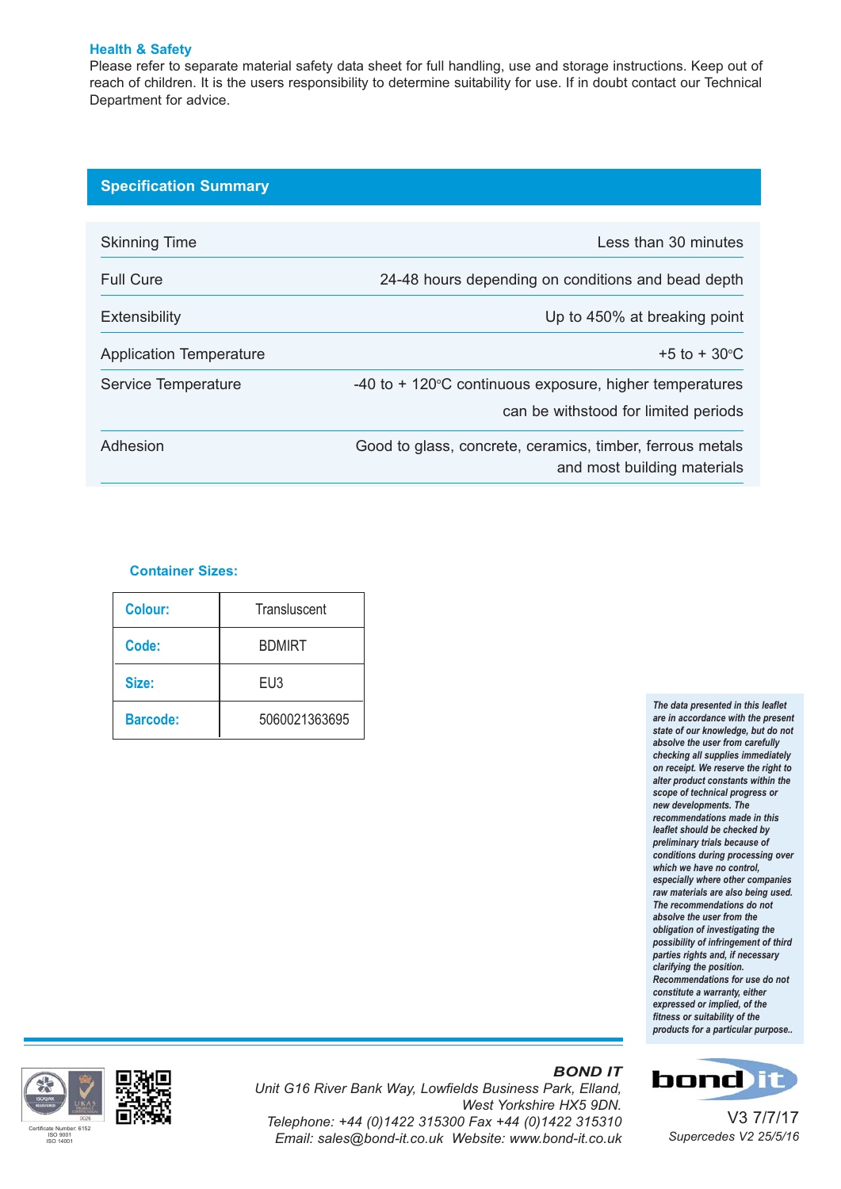### Health & Safety

Please refer to separate material safety data sheet for full handling, use and storage instructions. Keep out of reach of children. It is the users responsibility to determine suitability for use. If in doubt contact our Technical Department for advice.

## Specification Summary

| | |
|---|---|
| Skinning Time | Less than 30 minutes |
| Full Cure | 24-48 hours depending on conditions and bead depth |
| Extensibility | Up to 450% at breaking point |
| Application Temperature | +5 to + 30°C |
| Service Temperature | -40 to + 120°C continuous exposure, higher temperatures can be withstood for limited periods |
| Adhesion | Good to glass, concrete, ceramics, timber, ferrous metals and most building materials |

### Container Sizes:

| | |
|---|---|
| **Colour:** | Transluscent |
| **Code:** | BDMIRT |
| **Size:** | EU3 |
| **Barcode:** | 5060021363695 |

*The data presented in this leaflet are in accordance with the present state of our knowledge, but do not absolve the user from carefully checking all supplies immediately on receipt. We reserve the right to alter product constants within the scope of technical progress or new developments. The recommendations made in this leaflet should be checked by preliminary trials because of conditions during processing over which we have no control, especially where other companies raw materials are also being used. The recommendations do not absolve the user from the obligation of investigating the possibility of infringement of third parties rights and, if necessary clarifying the position. Recommendations for use do not constitute a warranty, either expressed or implied, of the fitness or suitability of the products for a particular purpose..*

Certificate Number: 6152
ISO 9001
ISO 14001

***BOND IT***
*Unit G16 River Bank Way, Lowfields Business Park, Elland, West Yorkshire HX5 9DN.*
*Telephone: +44 (0)1422 315300 Fax +44 (0)1422 315310*
*Email: sales@bond-it.co.uk Website: www.bond-it.co.uk*

bond it

V3 7/7/17
*Supercedes V2 25/5/16*